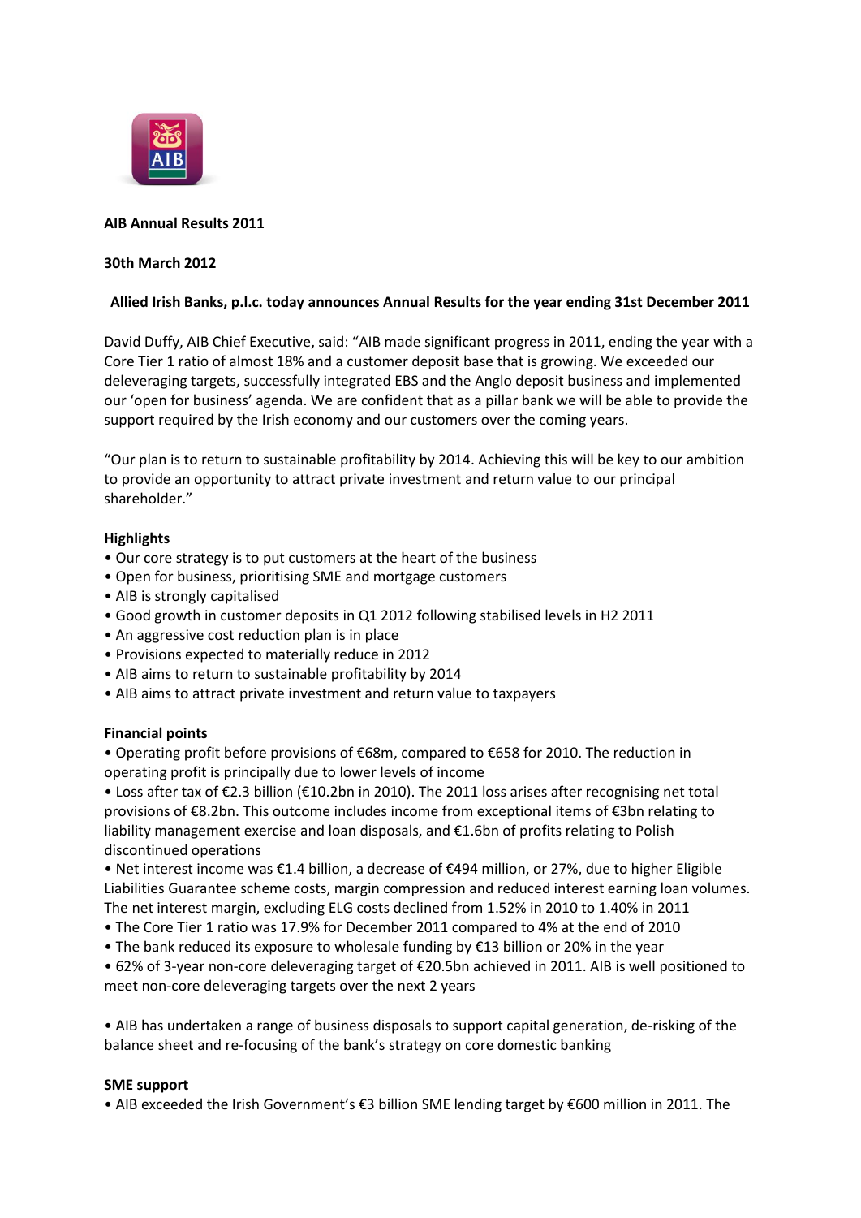**AIB Annual Results 2011**

**30th March 2012**

**Allied Irish Banks, p.l.c. today announces Annual Results for the year ending 31st December 2011**

David Duffy, AIB Chief Executive, said: "AIB made significant progress in 2011, ending the year with a Core Tier 1 ratio of almost 18% and a customer deposit base that is growing. We exceeded our deleveraging targets, successfully integrated EBS and the Anglo deposit business and implemented our 'open for business' agenda. We are confident that as a pillar bank we will be able to provide the support required by the Irish economy and our customers over the coming years.

"Our plan is to return to sustainable profitability by 2014. Achieving this will be key to our ambition to provide an opportunity to attract private investment and return value to our principal shareholder."

**Highlights**

- Our core strategy is to put customers at the heart of the business
- Open for business, prioritising SME and mortgage customers
- AIB is strongly capitalised
- Good growth in customer deposits in Q1 2012 following stabilised levels in H2 2011
- An aggressive cost reduction plan is in place
- Provisions expected to materially reduce in 2012
- AIB aims to return to sustainable profitability by 2014
- AIB aims to attract private investment and return value to taxpayers

**Financial points**

- Operating profit before provisions of €68m, compared to €658 for 2010. The reduction in operating profit is principally due to lower levels of income
- Loss after tax of €2.3 billion (€10.2bn in 2010). The 2011 loss arises after recognising net total provisions of €8.2bn. This outcome includes income from exceptional items of €3bn relating to liability management exercise and loan disposals, and €1.6bn of profits relating to Polish discontinued operations
- Net interest income was €1.4 billion, a decrease of €494 million, or 27%, due to higher Eligible Liabilities Guarantee scheme costs, margin compression and reduced interest earning loan volumes. The net interest margin, excluding ELG costs declined from 1.52% in 2010 to 1.40% in 2011
- The Core Tier 1 ratio was 17.9% for December 2011 compared to 4% at the end of 2010
- The bank reduced its exposure to wholesale funding by €13 billion or 20% in the year
- 62% of 3-year non-core deleveraging target of €20.5bn achieved in 2011. AIB is well positioned to meet non-core deleveraging targets over the next 2 years

- AIB has undertaken a range of business disposals to support capital generation, de-risking of the balance sheet and re-focusing of the bank's strategy on core domestic banking

**SME support**

- AIB exceeded the Irish Government's €3 billion SME lending target by €600 million in 2011. The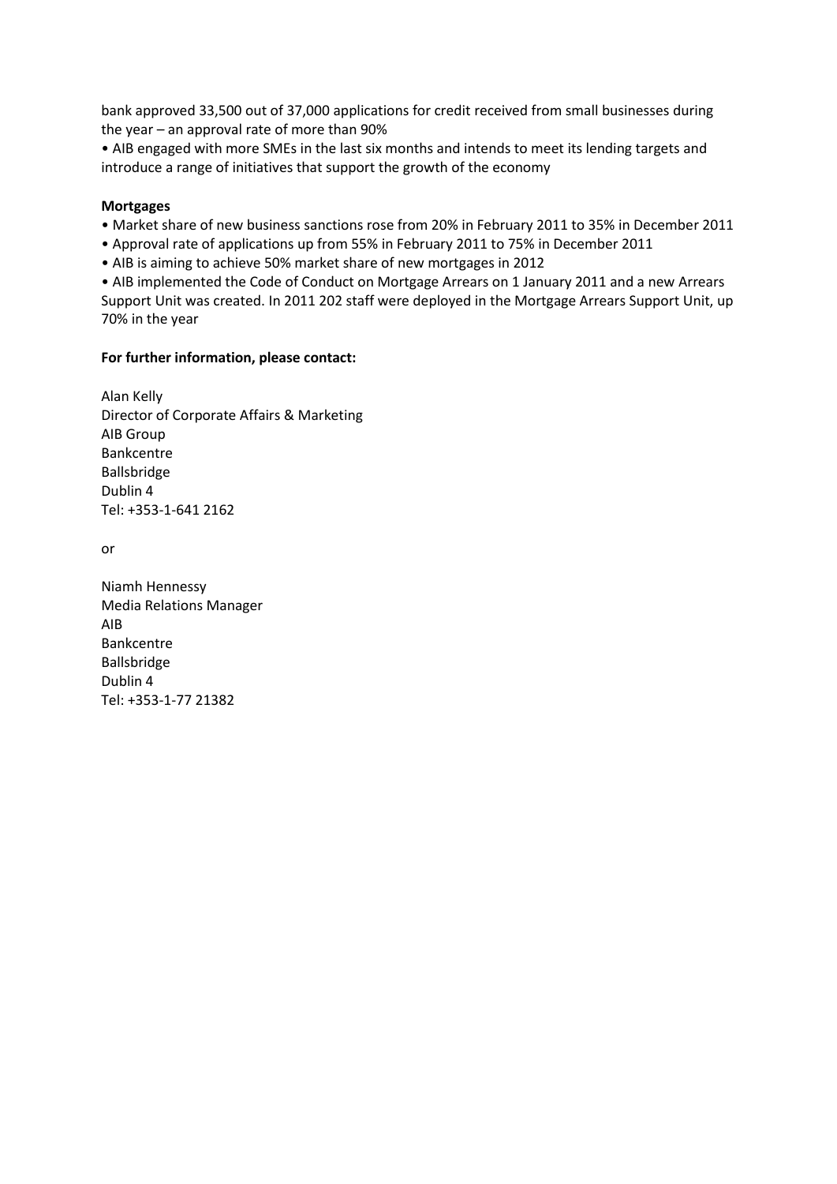bank approved 33,500 out of 37,000 applications for credit received from small businesses during the year – an approval rate of more than 90%

• AIB engaged with more SMEs in the last six months and intends to meet its lending targets and introduce a range of initiatives that support the growth of the economy

**Mortgages**

• Market share of new business sanctions rose from 20% in February 2011 to 35% in December 2011

• Approval rate of applications up from 55% in February 2011 to 75% in December 2011

• AIB is aiming to achieve 50% market share of new mortgages in 2012

• AIB implemented the Code of Conduct on Mortgage Arrears on 1 January 2011 and a new Arrears Support Unit was created. In 2011 202 staff were deployed in the Mortgage Arrears Support Unit, up 70% in the year

**For further information, please contact:**

Alan Kelly
Director of Corporate Affairs & Marketing
AIB Group
Bankcentre
Ballsbridge
Dublin 4
Tel: +353-1-641 2162

or

Niamh Hennessy
Media Relations Manager
AIB
Bankcentre
Ballsbridge
Dublin 4
Tel: +353-1-77 21382